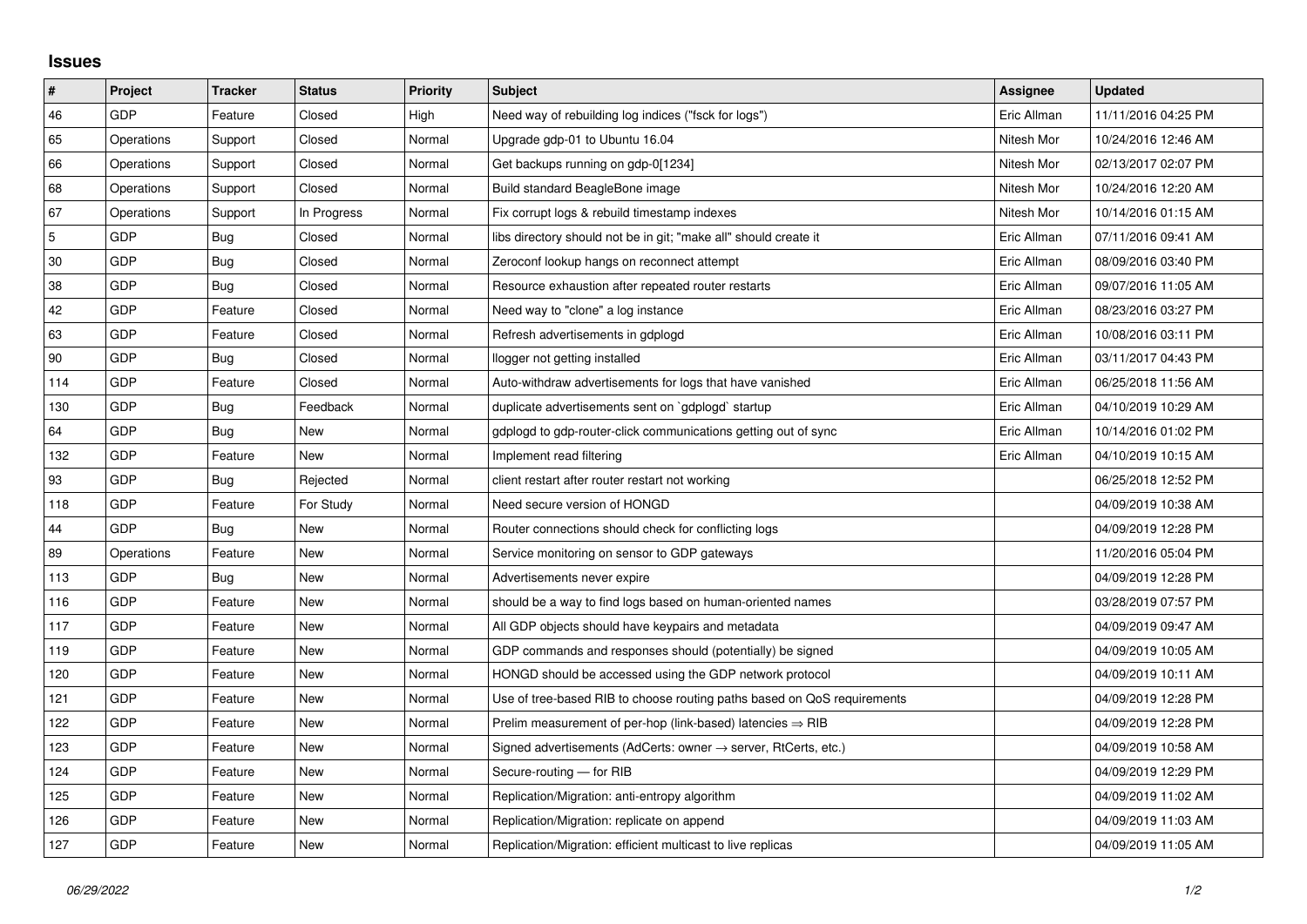## Issues

| # | Project | Tracker | Status | Priority | Subject | Assignee | Updated |
|---|---|---|---|---|---|---|---|
| 46 | GDP | Feature | Closed | High | Need way of rebuilding log indices ("fsck for logs") | Eric Allman | 11/11/2016 04:25 PM |
| 65 | Operations | Support | Closed | Normal | Upgrade gdp-01 to Ubuntu 16.04 | Nitesh Mor | 10/24/2016 12:46 AM |
| 66 | Operations | Support | Closed | Normal | Get backups running on gdp-0[1234] | Nitesh Mor | 02/13/2017 02:07 PM |
| 68 | Operations | Support | Closed | Normal | Build standard BeagleBone image | Nitesh Mor | 10/24/2016 12:20 AM |
| 67 | Operations | Support | In Progress | Normal | Fix corrupt logs & rebuild timestamp indexes | Nitesh Mor | 10/14/2016 01:15 AM |
| 5 | GDP | Bug | Closed | Normal | libs directory should not be in git; "make all" should create it | Eric Allman | 07/11/2016 09:41 AM |
| 30 | GDP | Bug | Closed | Normal | Zeroconf lookup hangs on reconnect attempt | Eric Allman | 08/09/2016 03:40 PM |
| 38 | GDP | Bug | Closed | Normal | Resource exhaustion after repeated router restarts | Eric Allman | 09/07/2016 11:05 AM |
| 42 | GDP | Feature | Closed | Normal | Need way to "clone" a log instance | Eric Allman | 08/23/2016 03:27 PM |
| 63 | GDP | Feature | Closed | Normal | Refresh advertisements in gdplogd | Eric Allman | 10/08/2016 03:11 PM |
| 90 | GDP | Bug | Closed | Normal | llogger not getting installed | Eric Allman | 03/11/2017 04:43 PM |
| 114 | GDP | Feature | Closed | Normal | Auto-withdraw advertisements for logs that have vanished | Eric Allman | 06/25/2018 11:56 AM |
| 130 | GDP | Bug | Feedback | Normal | duplicate advertisements sent on `gdplogd` startup | Eric Allman | 04/10/2019 10:29 AM |
| 64 | GDP | Bug | New | Normal | gdplogd to gdp-router-click communications getting out of sync | Eric Allman | 10/14/2016 01:02 PM |
| 132 | GDP | Feature | New | Normal | Implement read filtering | Eric Allman | 04/10/2019 10:15 AM |
| 93 | GDP | Bug | Rejected | Normal | client restart after router restart not working | | 06/25/2018 12:52 PM |
| 118 | GDP | Feature | For Study | Normal | Need secure version of HONGD | | 04/09/2019 10:38 AM |
| 44 | GDP | Bug | New | Normal | Router connections should check for conflicting logs | | 04/09/2019 12:28 PM |
| 89 | Operations | Feature | New | Normal | Service monitoring on sensor to GDP gateways | | 11/20/2016 05:04 PM |
| 113 | GDP | Bug | New | Normal | Advertisements never expire | | 04/09/2019 12:28 PM |
| 116 | GDP | Feature | New | Normal | should be a way to find logs based on human-oriented names | | 03/28/2019 07:57 PM |
| 117 | GDP | Feature | New | Normal | All GDP objects should have keypairs and metadata | | 04/09/2019 09:47 AM |
| 119 | GDP | Feature | New | Normal | GDP commands and responses should (potentially) be signed | | 04/09/2019 10:05 AM |
| 120 | GDP | Feature | New | Normal | HONGD should be accessed using the GDP network protocol | | 04/09/2019 10:11 AM |
| 121 | GDP | Feature | New | Normal | Use of tree-based RIB to choose routing paths based on QoS requirements | | 04/09/2019 12:28 PM |
| 122 | GDP | Feature | New | Normal | Prelim measurement of per-hop (link-based) latencies ⇒ RIB | | 04/09/2019 12:28 PM |
| 123 | GDP | Feature | New | Normal | Signed advertisements (AdCerts: owner → server, RtCerts, etc.) | | 04/09/2019 10:58 AM |
| 124 | GDP | Feature | New | Normal | Secure-routing — for RIB | | 04/09/2019 12:29 PM |
| 125 | GDP | Feature | New | Normal | Replication/Migration: anti-entropy algorithm | | 04/09/2019 11:02 AM |
| 126 | GDP | Feature | New | Normal | Replication/Migration: replicate on append | | 04/09/2019 11:03 AM |
| 127 | GDP | Feature | New | Normal | Replication/Migration: efficient multicast to live replicas | | 04/09/2019 11:05 AM |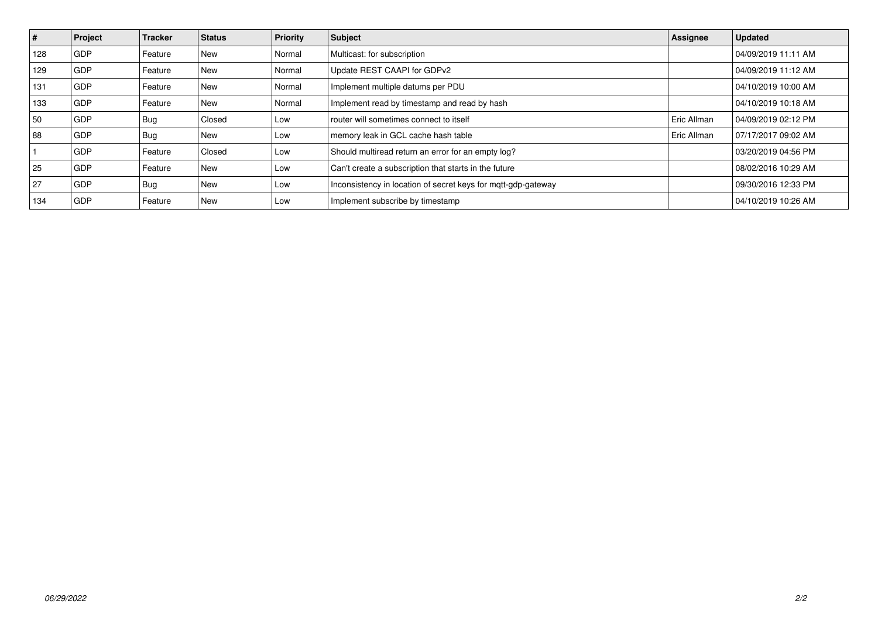| # | Project | Tracker | Status | Priority | Subject | Assignee | Updated |
|---|---|---|---|---|---|---|---|
| 128 | GDP | Feature | New | Normal | Multicast: for subscription | | 04/09/2019 11:11 AM |
| 129 | GDP | Feature | New | Normal | Update REST CAAPI for GDPv2 | | 04/09/2019 11:12 AM |
| 131 | GDP | Feature | New | Normal | Implement multiple datums per PDU | | 04/10/2019 10:00 AM |
| 133 | GDP | Feature | New | Normal | Implement read by timestamp and read by hash | | 04/10/2019 10:18 AM |
| 50 | GDP | Bug | Closed | Low | router will sometimes connect to itself | Eric Allman | 04/09/2019 02:12 PM |
| 88 | GDP | Bug | New | Low | memory leak in GCL cache hash table | Eric Allman | 07/17/2017 09:02 AM |
| 1 | GDP | Feature | Closed | Low | Should multiread return an error for an empty log? | | 03/20/2019 04:56 PM |
| 25 | GDP | Feature | New | Low | Can't create a subscription that starts in the future | | 08/02/2016 10:29 AM |
| 27 | GDP | Bug | New | Low | Inconsistency in location of secret keys for mqtt-gdp-gateway | | 09/30/2016 12:33 PM |
| 134 | GDP | Feature | New | Low | Implement subscribe by timestamp | | 04/10/2019 10:26 AM |

*06/29/2022*